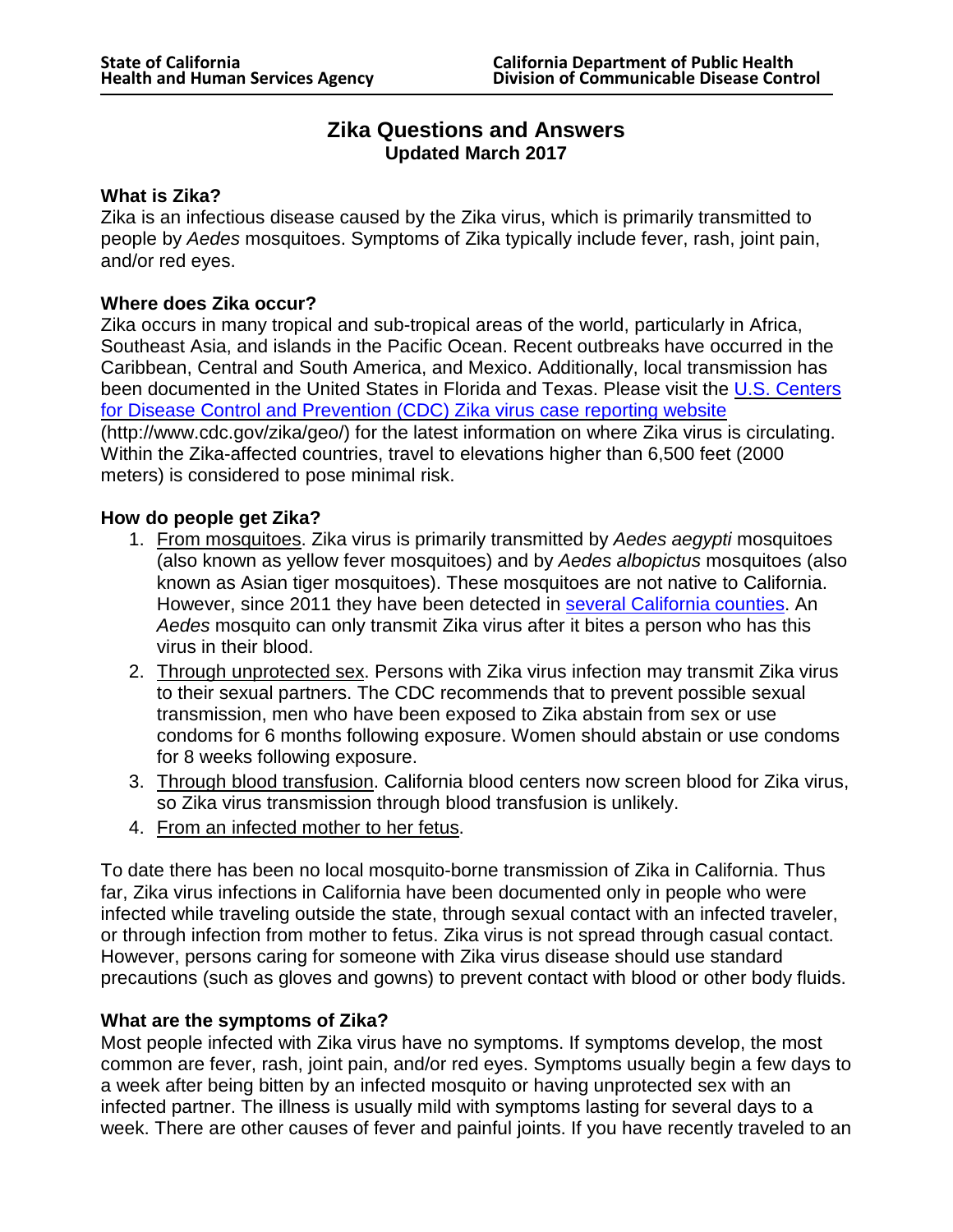State of California
Health and Human Services Agency

California Department of Public Health
Division of Communicable Disease Control

# Zika Questions and Answers

**Updated March 2017**

### What is Zika?

Zika is an infectious disease caused by the Zika virus, which is primarily transmitted to people by *Aedes* mosquitoes. Symptoms of Zika typically include fever, rash, joint pain, and/or red eyes.

### Where does Zika occur?

Zika occurs in many tropical and sub-tropical areas of the world, particularly in Africa, Southeast Asia, and islands in the Pacific Ocean. Recent outbreaks have occurred in the Caribbean, Central and South America, and Mexico. Additionally, local transmission has been documented in the United States in Florida and Texas. Please visit the [U.S. Centers for Disease Control and Prevention (CDC) Zika virus case reporting website](http://www.cdc.gov/zika/geo/) (http://www.cdc.gov/zika/geo/) for the latest information on where Zika virus is circulating. Within the Zika-affected countries, travel to elevations higher than 6,500 feet (2000 meters) is considered to pose minimal risk.

### How do people get Zika?

1. From mosquitoes. Zika virus is primarily transmitted by *Aedes aegypti* mosquitoes (also known as yellow fever mosquitoes) and by *Aedes albopictus* mosquitoes (also known as Asian tiger mosquitoes). These mosquitoes are not native to California. However, since 2011 they have been detected in several California counties. An *Aedes* mosquito can only transmit Zika virus after it bites a person who has this virus in their blood.
2. Through unprotected sex. Persons with Zika virus infection may transmit Zika virus to their sexual partners. The CDC recommends that to prevent possible sexual transmission, men who have been exposed to Zika abstain from sex or use condoms for 6 months following exposure. Women should abstain or use condoms for 8 weeks following exposure.
3. Through blood transfusion. California blood centers now screen blood for Zika virus, so Zika virus transmission through blood transfusion is unlikely.
4. From an infected mother to her fetus.

To date there has been no local mosquito-borne transmission of Zika in California. Thus far, Zika virus infections in California have been documented only in people who were infected while traveling outside the state, through sexual contact with an infected traveler, or through infection from mother to fetus. Zika virus is not spread through casual contact. However, persons caring for someone with Zika virus disease should use standard precautions (such as gloves and gowns) to prevent contact with blood or other body fluids.

### What are the symptoms of Zika?

Most people infected with Zika virus have no symptoms. If symptoms develop, the most common are fever, rash, joint pain, and/or red eyes. Symptoms usually begin a few days to a week after being bitten by an infected mosquito or having unprotected sex with an infected partner. The illness is usually mild with symptoms lasting for several days to a week. There are other causes of fever and painful joints. If you have recently traveled to an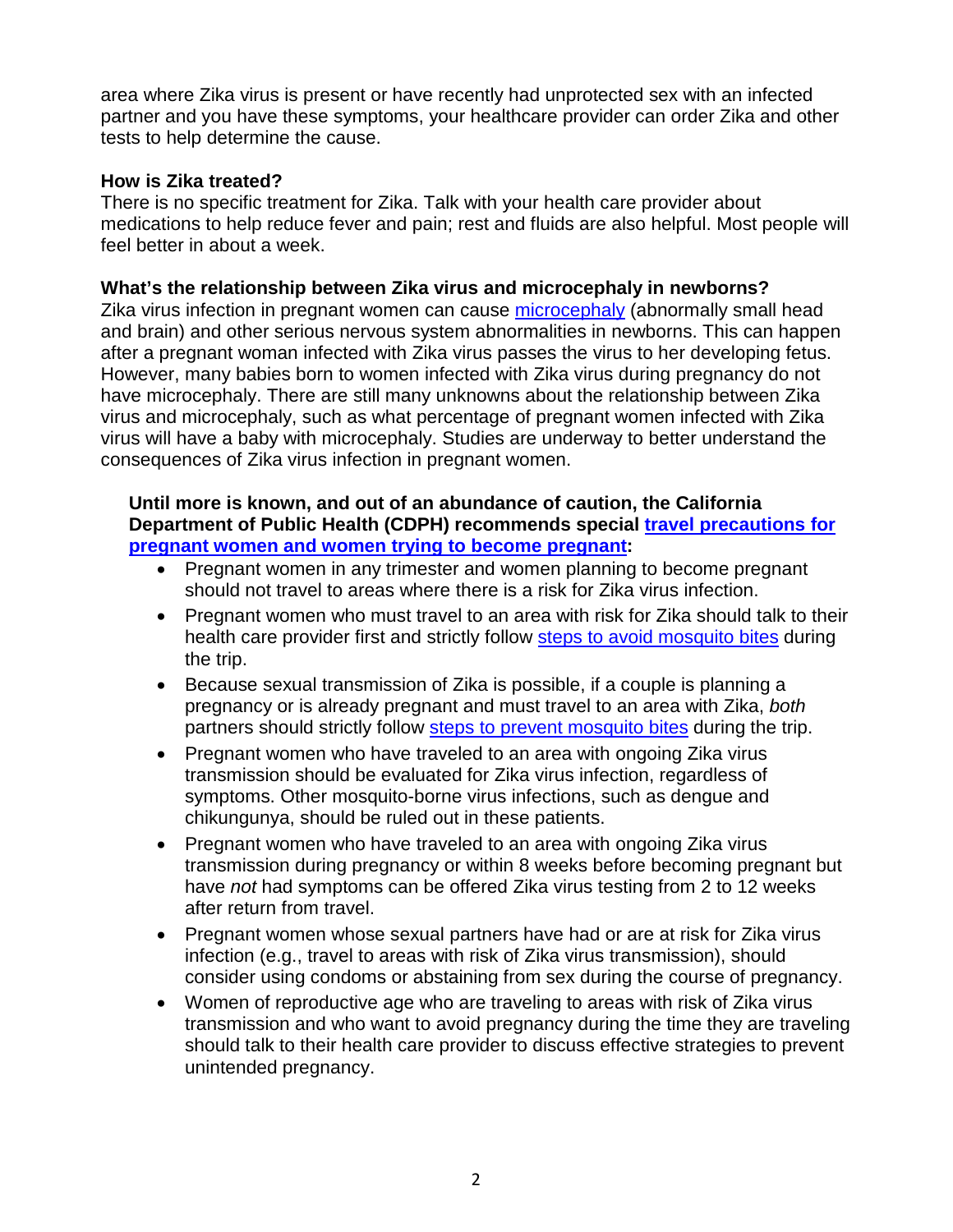area where Zika virus is present or have recently had unprotected sex with an infected partner and you have these symptoms, your healthcare provider can order Zika and other tests to help determine the cause.

**How is Zika treated?**

There is no specific treatment for Zika. Talk with your health care provider about medications to help reduce fever and pain; rest and fluids are also helpful. Most people will feel better in about a week.

**What's the relationship between Zika virus and microcephaly in newborns?**

Zika virus infection in pregnant women can cause microcephaly (abnormally small head and brain) and other serious nervous system abnormalities in newborns. This can happen after a pregnant woman infected with Zika virus passes the virus to her developing fetus. However, many babies born to women infected with Zika virus during pregnancy do not have microcephaly. There are still many unknowns about the relationship between Zika virus and microcephaly, such as what percentage of pregnant women infected with Zika virus will have a baby with microcephaly. Studies are underway to better understand the consequences of Zika virus infection in pregnant women.

**Until more is known, and out of an abundance of caution, the California Department of Public Health (CDPH) recommends special travel precautions for pregnant women and women trying to become pregnant:**

- Pregnant women in any trimester and women planning to become pregnant should not travel to areas where there is a risk for Zika virus infection.
- Pregnant women who must travel to an area with risk for Zika should talk to their health care provider first and strictly follow steps to avoid mosquito bites during the trip.
- Because sexual transmission of Zika is possible, if a couple is planning a pregnancy or is already pregnant and must travel to an area with Zika, *both* partners should strictly follow steps to prevent mosquito bites during the trip.
- Pregnant women who have traveled to an area with ongoing Zika virus transmission should be evaluated for Zika virus infection, regardless of symptoms. Other mosquito-borne virus infections, such as dengue and chikungunya, should be ruled out in these patients.
- Pregnant women who have traveled to an area with ongoing Zika virus transmission during pregnancy or within 8 weeks before becoming pregnant but have *not* had symptoms can be offered Zika virus testing from 2 to 12 weeks after return from travel.
- Pregnant women whose sexual partners have had or are at risk for Zika virus infection (e.g., travel to areas with risk of Zika virus transmission), should consider using condoms or abstaining from sex during the course of pregnancy.
- Women of reproductive age who are traveling to areas with risk of Zika virus transmission and who want to avoid pregnancy during the time they are traveling should talk to their health care provider to discuss effective strategies to prevent unintended pregnancy.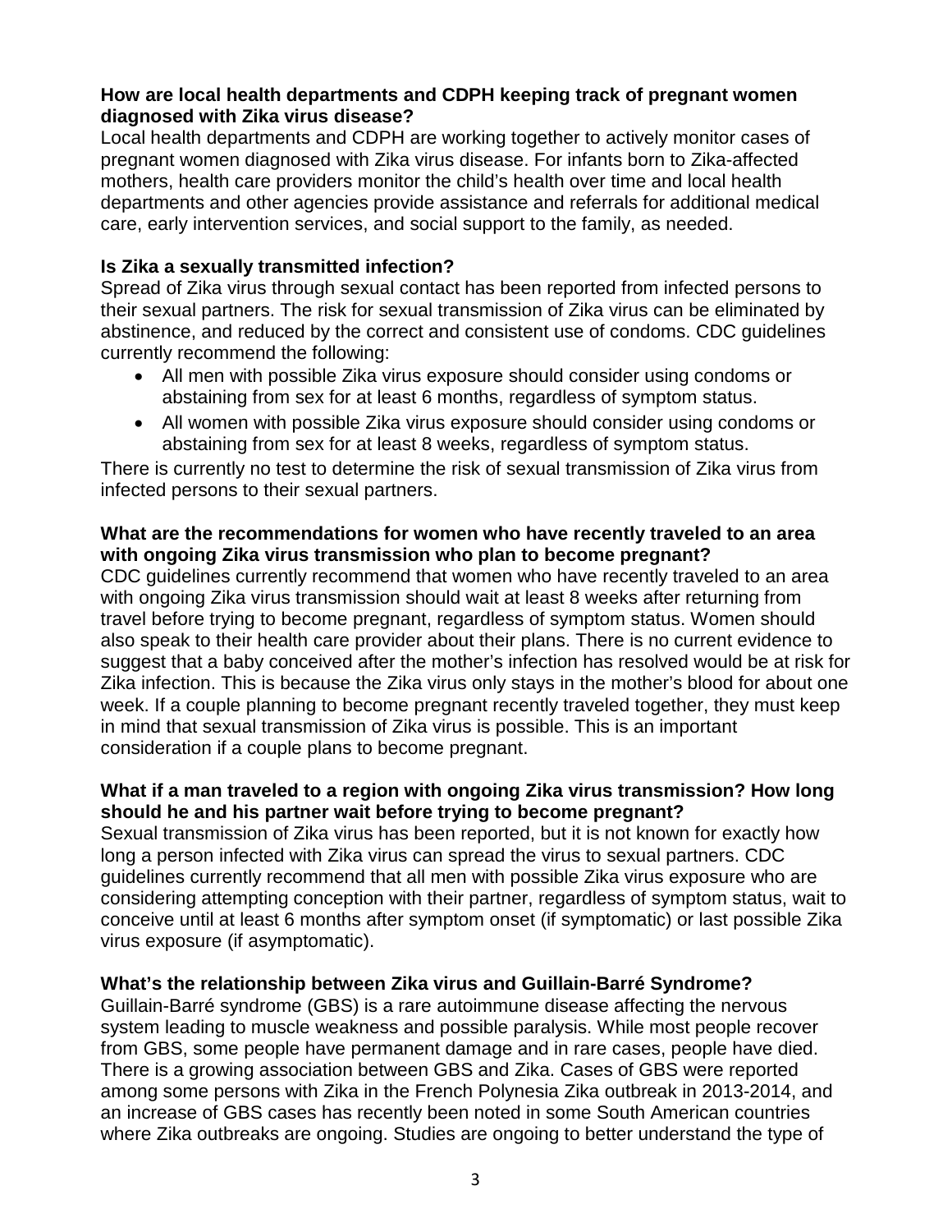**How are local health departments and CDPH keeping track of pregnant women diagnosed with Zika virus disease?**

Local health departments and CDPH are working together to actively monitor cases of pregnant women diagnosed with Zika virus disease. For infants born to Zika-affected mothers, health care providers monitor the child's health over time and local health departments and other agencies provide assistance and referrals for additional medical care, early intervention services, and social support to the family, as needed.

**Is Zika a sexually transmitted infection?**

Spread of Zika virus through sexual contact has been reported from infected persons to their sexual partners. The risk for sexual transmission of Zika virus can be eliminated by abstinence, and reduced by the correct and consistent use of condoms. CDC guidelines currently recommend the following:

- All men with possible Zika virus exposure should consider using condoms or abstaining from sex for at least 6 months, regardless of symptom status.
- All women with possible Zika virus exposure should consider using condoms or abstaining from sex for at least 8 weeks, regardless of symptom status.

There is currently no test to determine the risk of sexual transmission of Zika virus from infected persons to their sexual partners.

**What are the recommendations for women who have recently traveled to an area with ongoing Zika virus transmission who plan to become pregnant?**

CDC guidelines currently recommend that women who have recently traveled to an area with ongoing Zika virus transmission should wait at least 8 weeks after returning from travel before trying to become pregnant, regardless of symptom status. Women should also speak to their health care provider about their plans. There is no current evidence to suggest that a baby conceived after the mother's infection has resolved would be at risk for Zika infection. This is because the Zika virus only stays in the mother's blood for about one week. If a couple planning to become pregnant recently traveled together, they must keep in mind that sexual transmission of Zika virus is possible. This is an important consideration if a couple plans to become pregnant.

**What if a man traveled to a region with ongoing Zika virus transmission? How long should he and his partner wait before trying to become pregnant?**

Sexual transmission of Zika virus has been reported, but it is not known for exactly how long a person infected with Zika virus can spread the virus to sexual partners. CDC guidelines currently recommend that all men with possible Zika virus exposure who are considering attempting conception with their partner, regardless of symptom status, wait to conceive until at least 6 months after symptom onset (if symptomatic) or last possible Zika virus exposure (if asymptomatic).

**What's the relationship between Zika virus and Guillain-Barré Syndrome?**

Guillain-Barré syndrome (GBS) is a rare autoimmune disease affecting the nervous system leading to muscle weakness and possible paralysis. While most people recover from GBS, some people have permanent damage and in rare cases, people have died. There is a growing association between GBS and Zika. Cases of GBS were reported among some persons with Zika in the French Polynesia Zika outbreak in 2013-2014, and an increase of GBS cases has recently been noted in some South American countries where Zika outbreaks are ongoing. Studies are ongoing to better understand the type of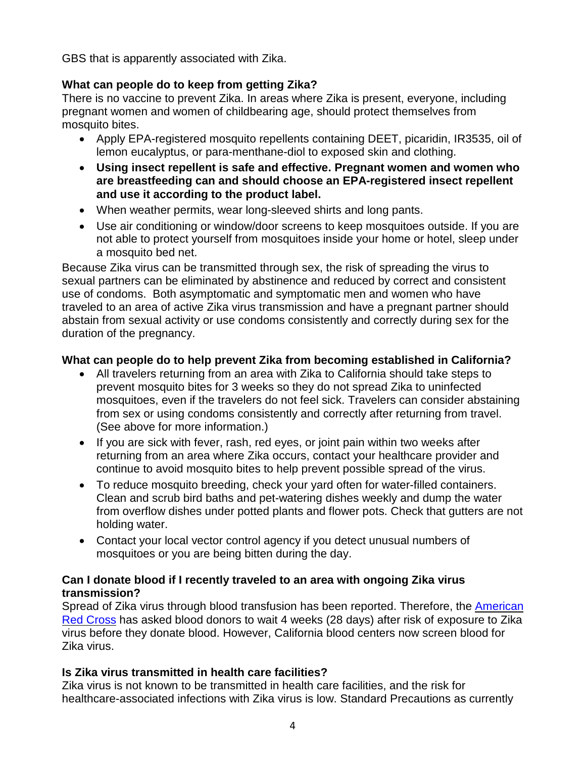GBS that is apparently associated with Zika.

### What can people do to keep from getting Zika?

There is no vaccine to prevent Zika. In areas where Zika is present, everyone, including pregnant women and women of childbearing age, should protect themselves from mosquito bites.

- Apply EPA-registered mosquito repellents containing DEET, picaridin, IR3535, oil of lemon eucalyptus, or para-menthane-diol to exposed skin and clothing.
- **Using insect repellent is safe and effective. Pregnant women and women who are breastfeeding can and should choose an EPA-registered insect repellent and use it according to the product label.**
- When weather permits, wear long-sleeved shirts and long pants.
- Use air conditioning or window/door screens to keep mosquitoes outside. If you are not able to protect yourself from mosquitoes inside your home or hotel, sleep under a mosquito bed net.

Because Zika virus can be transmitted through sex, the risk of spreading the virus to sexual partners can be eliminated by abstinence and reduced by correct and consistent use of condoms. Both asymptomatic and symptomatic men and women who have traveled to an area of active Zika virus transmission and have a pregnant partner should abstain from sexual activity or use condoms consistently and correctly during sex for the duration of the pregnancy.

### What can people do to help prevent Zika from becoming established in California?

- All travelers returning from an area with Zika to California should take steps to prevent mosquito bites for 3 weeks so they do not spread Zika to uninfected mosquitoes, even if the travelers do not feel sick. Travelers can consider abstaining from sex or using condoms consistently and correctly after returning from travel. (See above for more information.)
- If you are sick with fever, rash, red eyes, or joint pain within two weeks after returning from an area where Zika occurs, contact your healthcare provider and continue to avoid mosquito bites to help prevent possible spread of the virus.
- To reduce mosquito breeding, check your yard often for water-filled containers. Clean and scrub bird baths and pet-watering dishes weekly and dump the water from overflow dishes under potted plants and flower pots. Check that gutters are not holding water.
- Contact your local vector control agency if you detect unusual numbers of mosquitoes or you are being bitten during the day.

### Can I donate blood if I recently traveled to an area with ongoing Zika virus transmission?

Spread of Zika virus through blood transfusion has been reported. Therefore, the [American Red Cross] has asked blood donors to wait 4 weeks (28 days) after risk of exposure to Zika virus before they donate blood. However, California blood centers now screen blood for Zika virus.

### Is Zika virus transmitted in health care facilities?

Zika virus is not known to be transmitted in health care facilities, and the risk for healthcare-associated infections with Zika virus is low. Standard Precautions as currently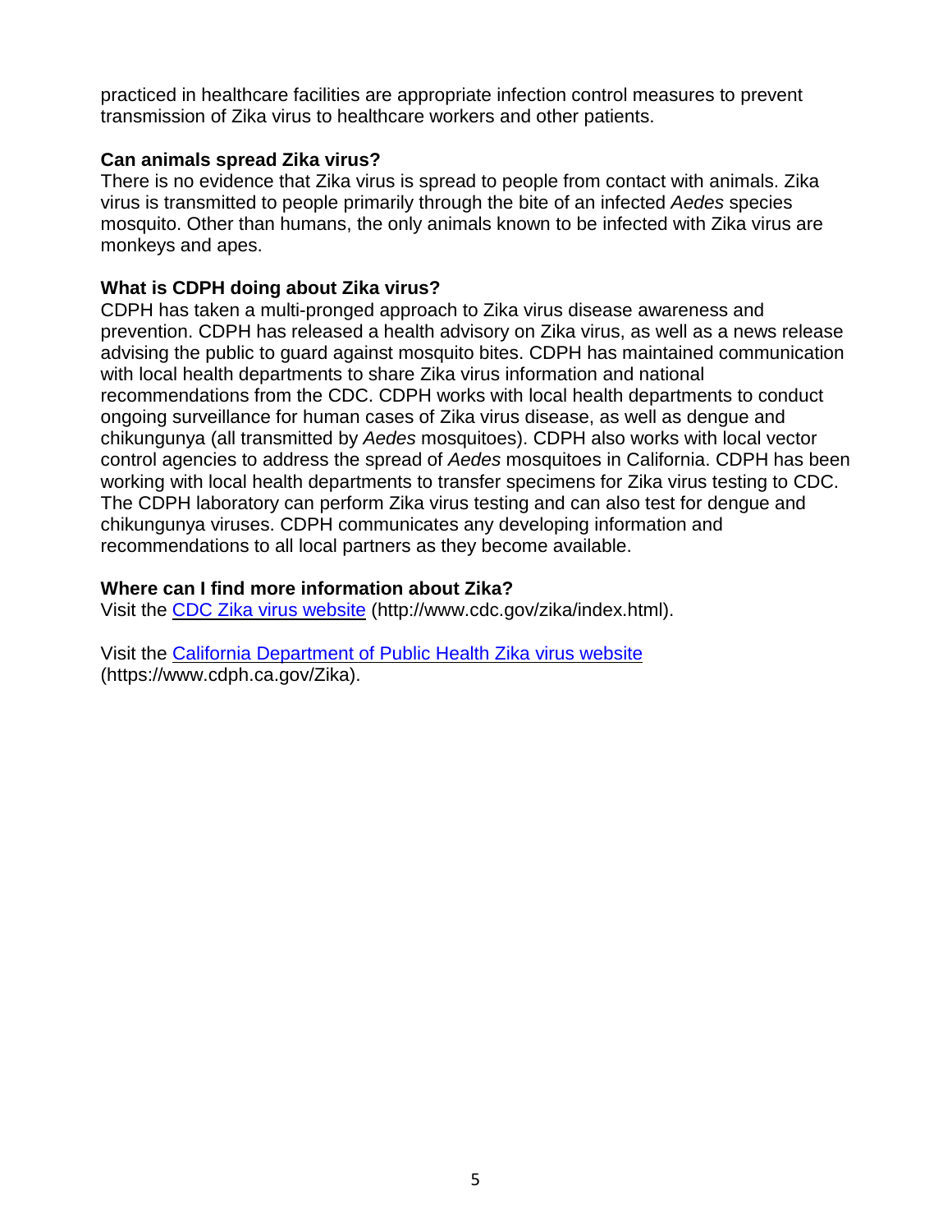practiced in healthcare facilities are appropriate infection control measures to prevent transmission of Zika virus to healthcare workers and other patients.

**Can animals spread Zika virus?**

There is no evidence that Zika virus is spread to people from contact with animals. Zika virus is transmitted to people primarily through the bite of an infected *Aedes* species mosquito. Other than humans, the only animals known to be infected with Zika virus are monkeys and apes.

**What is CDPH doing about Zika virus?**

CDPH has taken a multi-pronged approach to Zika virus disease awareness and prevention. CDPH has released a health advisory on Zika virus, as well as a news release advising the public to guard against mosquito bites. CDPH has maintained communication with local health departments to share Zika virus information and national recommendations from the CDC. CDPH works with local health departments to conduct ongoing surveillance for human cases of Zika virus disease, as well as dengue and chikungunya (all transmitted by *Aedes* mosquitoes). CDPH also works with local vector control agencies to address the spread of *Aedes* mosquitoes in California. CDPH has been working with local health departments to transfer specimens for Zika virus testing to CDC. The CDPH laboratory can perform Zika virus testing and can also test for dengue and chikungunya viruses. CDPH communicates any developing information and recommendations to all local partners as they become available.

**Where can I find more information about Zika?**

Visit the [CDC Zika virus website](http://www.cdc.gov/zika/index.html) (http://www.cdc.gov/zika/index.html).

Visit the [California Department of Public Health Zika virus website](https://www.cdph.ca.gov/Zika) (https://www.cdph.ca.gov/Zika).